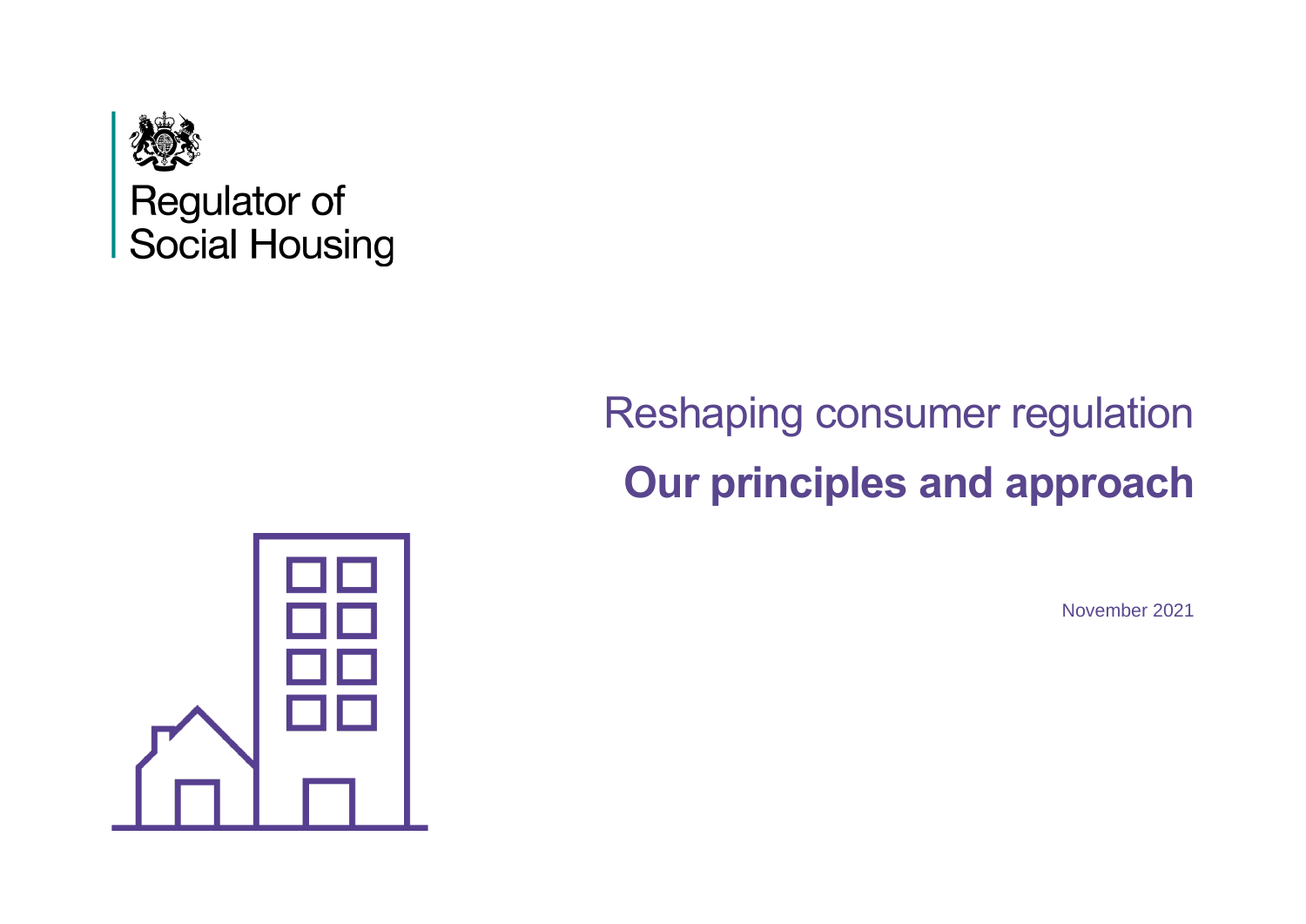Regulator of Social Housing

# Reshaping consumer regulation

## Our principles and approach

November 2021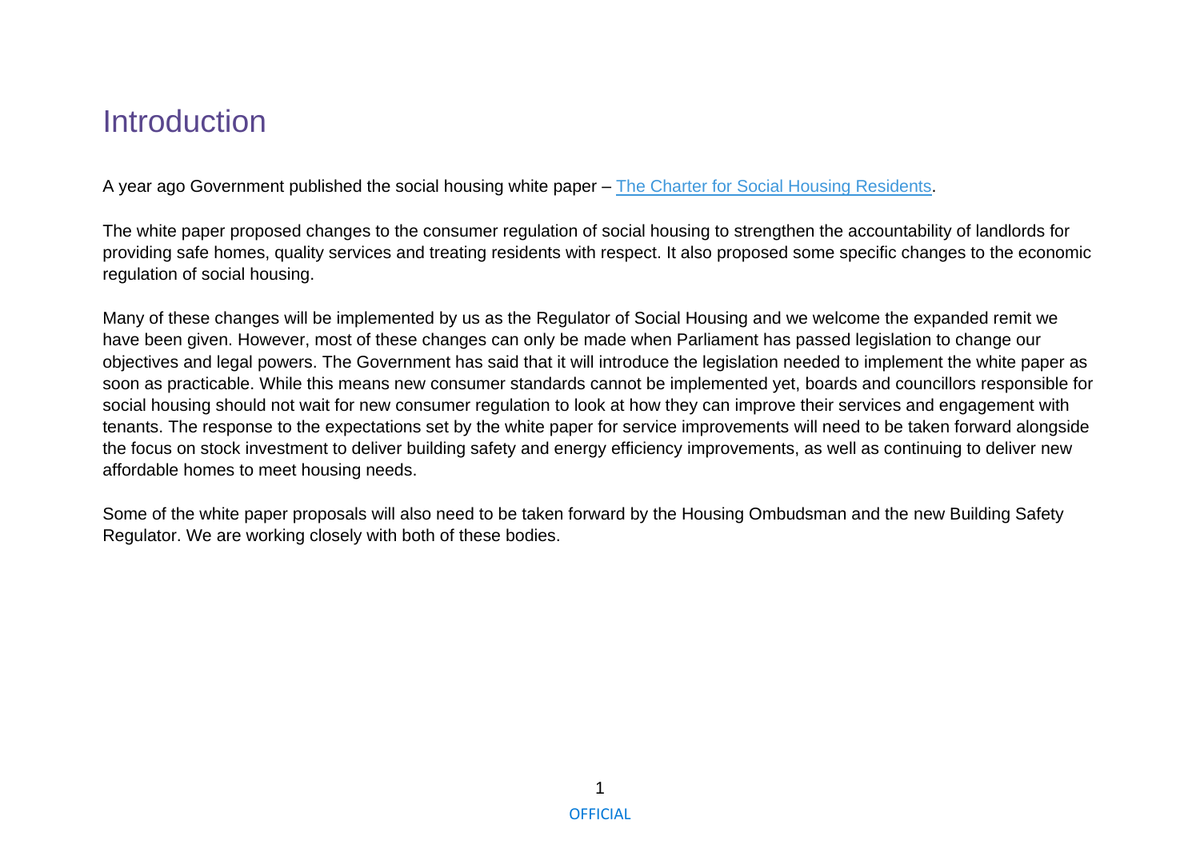# Introduction

A year ago Government published the social housing white paper – [The Charter for Social Housing Residents](The Charter for Social Housing Residents).

The white paper proposed changes to the consumer regulation of social housing to strengthen the accountability of landlords for providing safe homes, quality services and treating residents with respect. It also proposed some specific changes to the economic regulation of social housing.

Many of these changes will be implemented by us as the Regulator of Social Housing and we welcome the expanded remit we have been given. However, most of these changes can only be made when Parliament has passed legislation to change our objectives and legal powers. The Government has said that it will introduce the legislation needed to implement the white paper as soon as practicable. While this means new consumer standards cannot be implemented yet, boards and councillors responsible for social housing should not wait for new consumer regulation to look at how they can improve their services and engagement with tenants. The response to the expectations set by the white paper for service improvements will need to be taken forward alongside the focus on stock investment to deliver building safety and energy efficiency improvements, as well as continuing to deliver new affordable homes to meet housing needs.

Some of the white paper proposals will also need to be taken forward by the Housing Ombudsman and the new Building Safety Regulator. We are working closely with both of these bodies.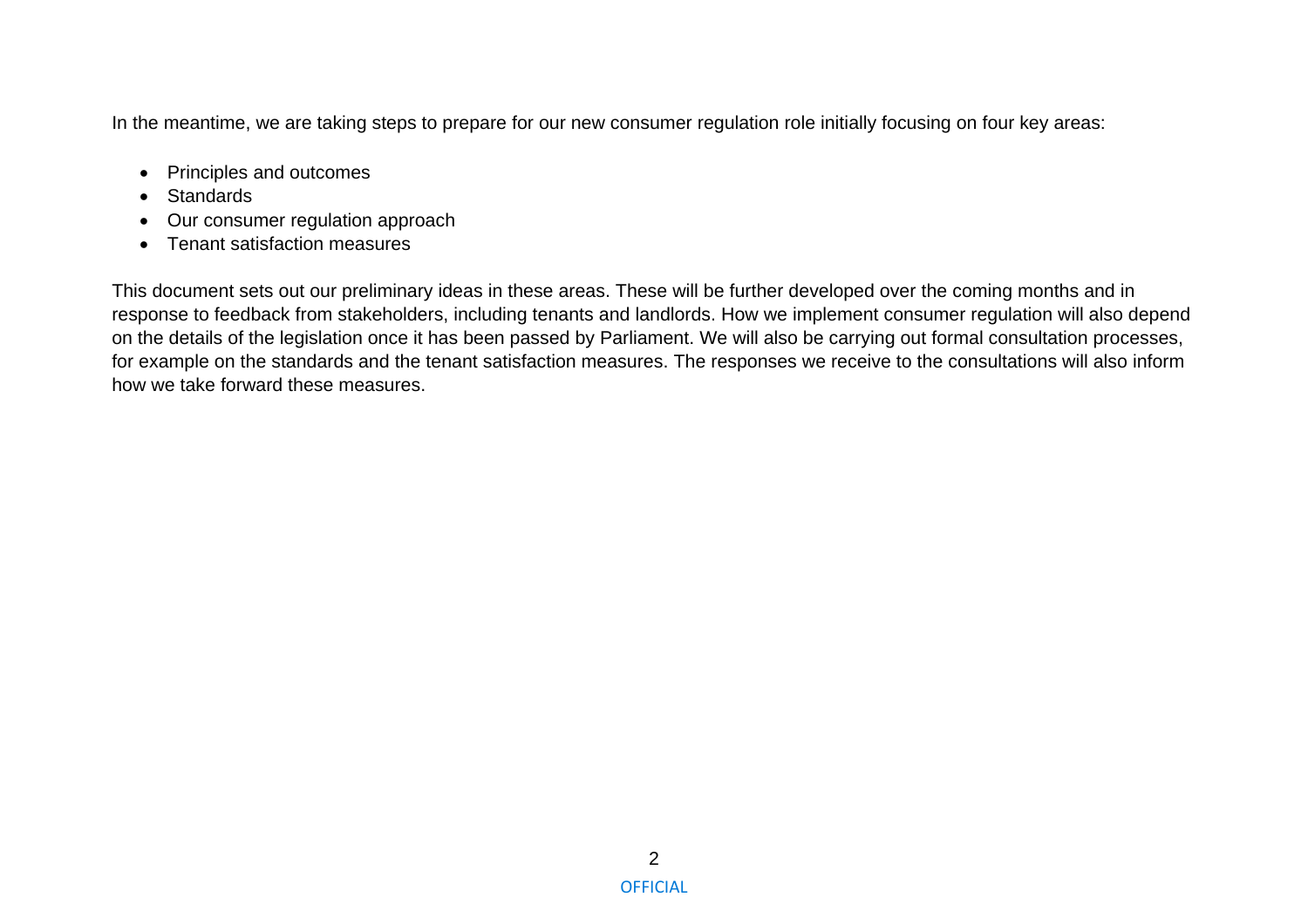In the meantime, we are taking steps to prepare for our new consumer regulation role initially focusing on four key areas:

- Principles and outcomes
- Standards
- Our consumer regulation approach
- Tenant satisfaction measures

This document sets out our preliminary ideas in these areas. These will be further developed over the coming months and in response to feedback from stakeholders, including tenants and landlords. How we implement consumer regulation will also depend on the details of the legislation once it has been passed by Parliament. We will also be carrying out formal consultation processes, for example on the standards and the tenant satisfaction measures. The responses we receive to the consultations will also inform how we take forward these measures.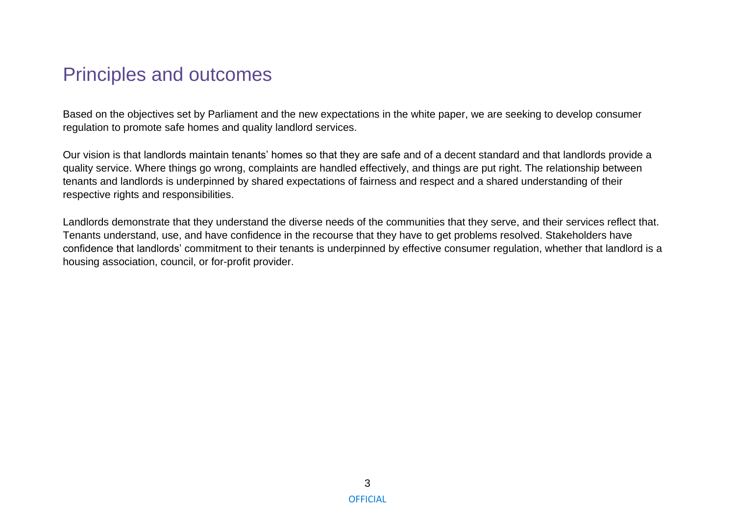# Principles and outcomes

Based on the objectives set by Parliament and the new expectations in the white paper, we are seeking to develop consumer regulation to promote safe homes and quality landlord services.

Our vision is that landlords maintain tenants' homes so that they are safe and of a decent standard and that landlords provide a quality service. Where things go wrong, complaints are handled effectively, and things are put right. The relationship between tenants and landlords is underpinned by shared expectations of fairness and respect and a shared understanding of their respective rights and responsibilities.

Landlords demonstrate that they understand the diverse needs of the communities that they serve, and their services reflect that. Tenants understand, use, and have confidence in the recourse that they have to get problems resolved. Stakeholders have confidence that landlords' commitment to their tenants is underpinned by effective consumer regulation, whether that landlord is a housing association, council, or for-profit provider.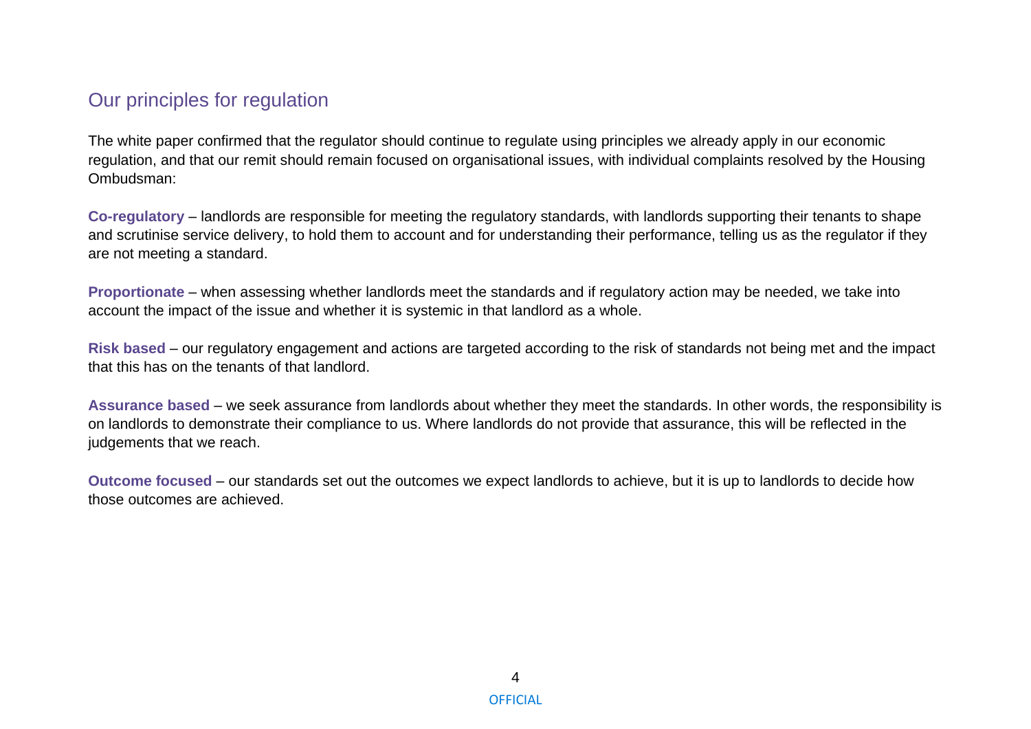## Our principles for regulation

The white paper confirmed that the regulator should continue to regulate using principles we already apply in our economic regulation, and that our remit should remain focused on organisational issues, with individual complaints resolved by the Housing Ombudsman:

**Co-regulatory** – landlords are responsible for meeting the regulatory standards, with landlords supporting their tenants to shape and scrutinise service delivery, to hold them to account and for understanding their performance, telling us as the regulator if they are not meeting a standard.

**Proportionate** – when assessing whether landlords meet the standards and if regulatory action may be needed, we take into account the impact of the issue and whether it is systemic in that landlord as a whole.

**Risk based** – our regulatory engagement and actions are targeted according to the risk of standards not being met and the impact that this has on the tenants of that landlord.

**Assurance based** – we seek assurance from landlords about whether they meet the standards. In other words, the responsibility is on landlords to demonstrate their compliance to us. Where landlords do not provide that assurance, this will be reflected in the judgements that we reach.

**Outcome focused** – our standards set out the outcomes we expect landlords to achieve, but it is up to landlords to decide how those outcomes are achieved.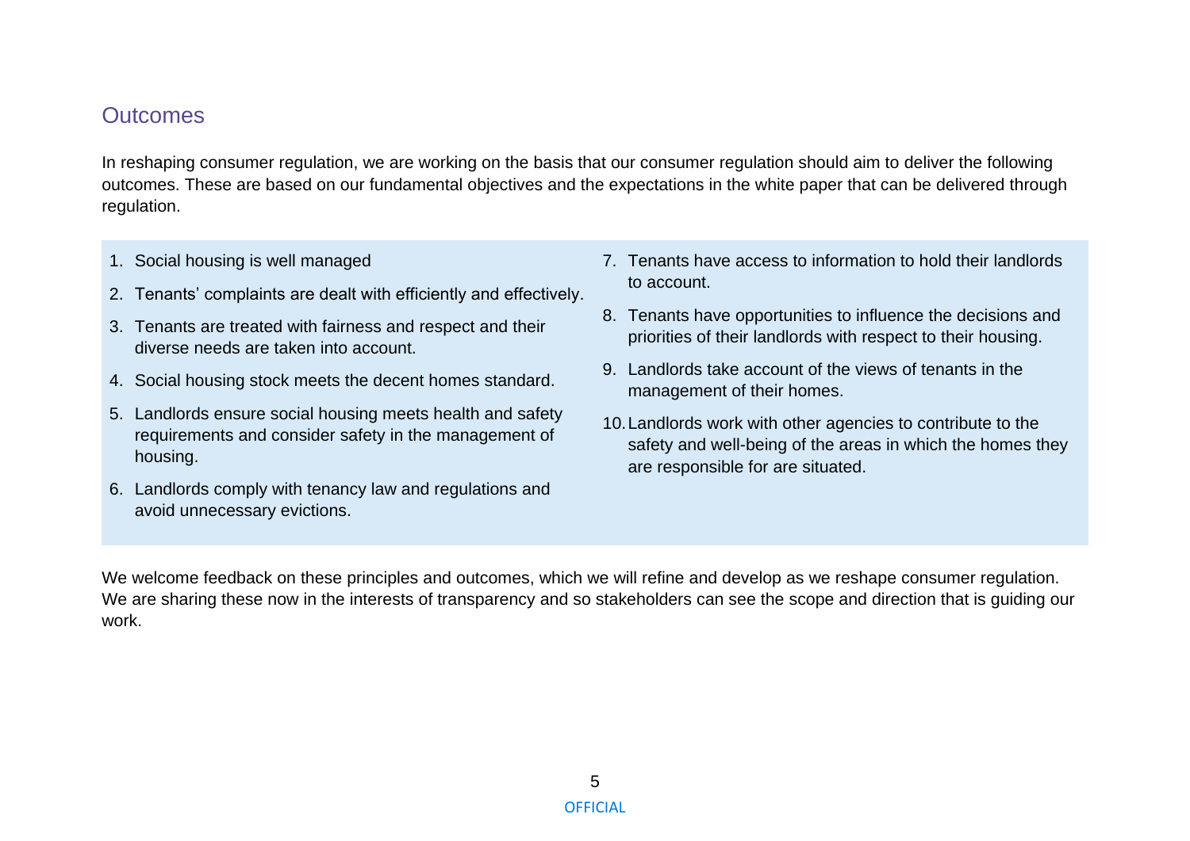## Outcomes

In reshaping consumer regulation, we are working on the basis that our consumer regulation should aim to deliver the following outcomes. These are based on our fundamental objectives and the expectations in the white paper that can be delivered through regulation.

1. Social housing is well managed
2. Tenants' complaints are dealt with efficiently and effectively.
3. Tenants are treated with fairness and respect and their diverse needs are taken into account.
4. Social housing stock meets the decent homes standard.
5. Landlords ensure social housing meets health and safety requirements and consider safety in the management of housing.
6. Landlords comply with tenancy law and regulations and avoid unnecessary evictions.
7. Tenants have access to information to hold their landlords to account.
8. Tenants have opportunities to influence the decisions and priorities of their landlords with respect to their housing.
9. Landlords take account of the views of tenants in the management of their homes.
10. Landlords work with other agencies to contribute to the safety and well-being of the areas in which the homes they are responsible for are situated.

We welcome feedback on these principles and outcomes, which we will refine and develop as we reshape consumer regulation. We are sharing these now in the interests of transparency and so stakeholders can see the scope and direction that is guiding our work.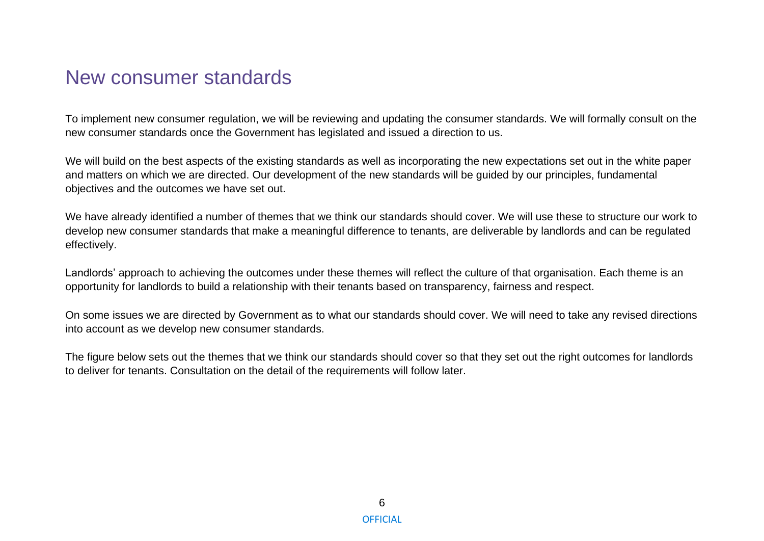# New consumer standards

To implement new consumer regulation, we will be reviewing and updating the consumer standards. We will formally consult on the new consumer standards once the Government has legislated and issued a direction to us.

We will build on the best aspects of the existing standards as well as incorporating the new expectations set out in the white paper and matters on which we are directed. Our development of the new standards will be guided by our principles, fundamental objectives and the outcomes we have set out.

We have already identified a number of themes that we think our standards should cover. We will use these to structure our work to develop new consumer standards that make a meaningful difference to tenants, are deliverable by landlords and can be regulated effectively.

Landlords' approach to achieving the outcomes under these themes will reflect the culture of that organisation. Each theme is an opportunity for landlords to build a relationship with their tenants based on transparency, fairness and respect.

On some issues we are directed by Government as to what our standards should cover. We will need to take any revised directions into account as we develop new consumer standards.

The figure below sets out the themes that we think our standards should cover so that they set out the right outcomes for landlords to deliver for tenants. Consultation on the detail of the requirements will follow later.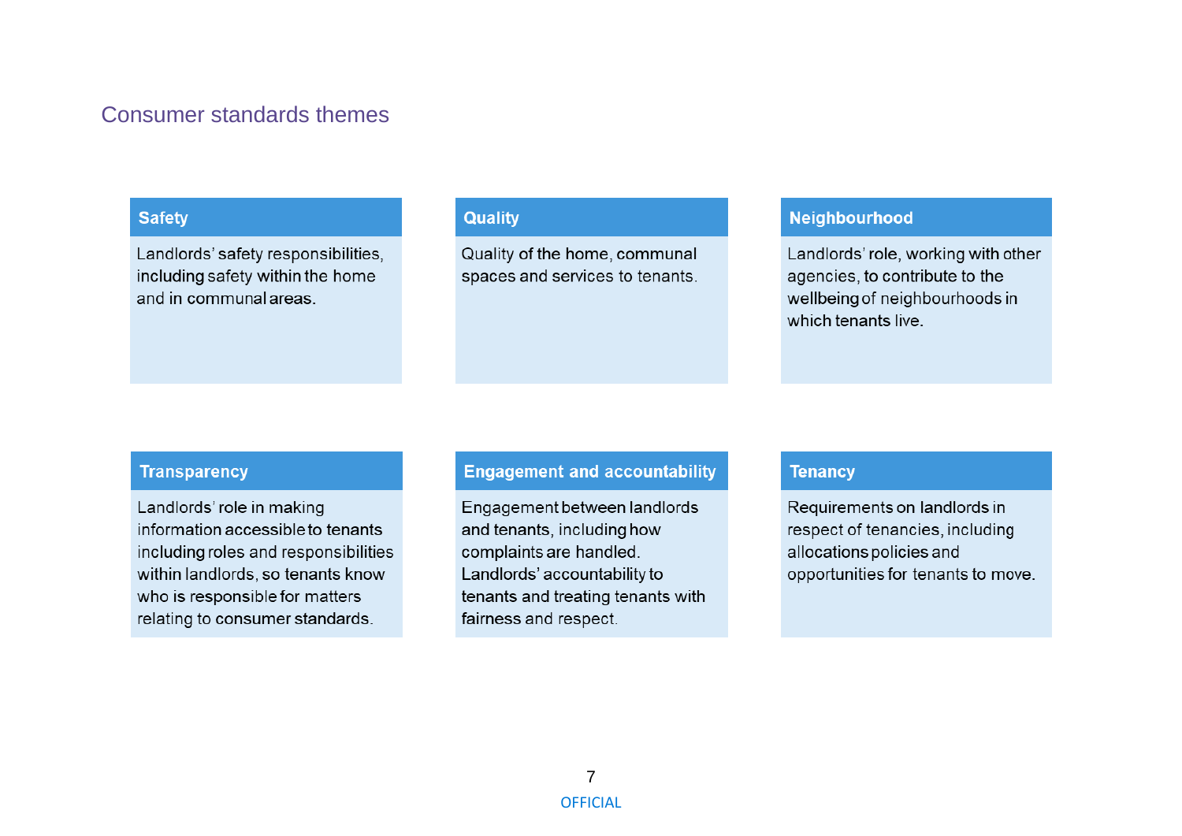## Consumer standards themes

### Safety

Landlords' safety responsibilities, including safety within the home and in communal areas.

### Quality

Quality of the home, communal spaces and services to tenants.

### Neighbourhood

Landlords' role, working with other agencies, to contribute to the wellbeing of neighbourhoods in which tenants live.

### Transparency

Landlords' role in making information accessible to tenants including roles and responsibilities within landlords, so tenants know who is responsible for matters relating to consumer standards.

### Engagement and accountability

Engagement between landlords and tenants, including how complaints are handled. Landlords' accountability to tenants and treating tenants with fairness and respect.

### Tenancy

Requirements on landlords in respect of tenancies, including allocations policies and opportunities for tenants to move.

OFFICIAL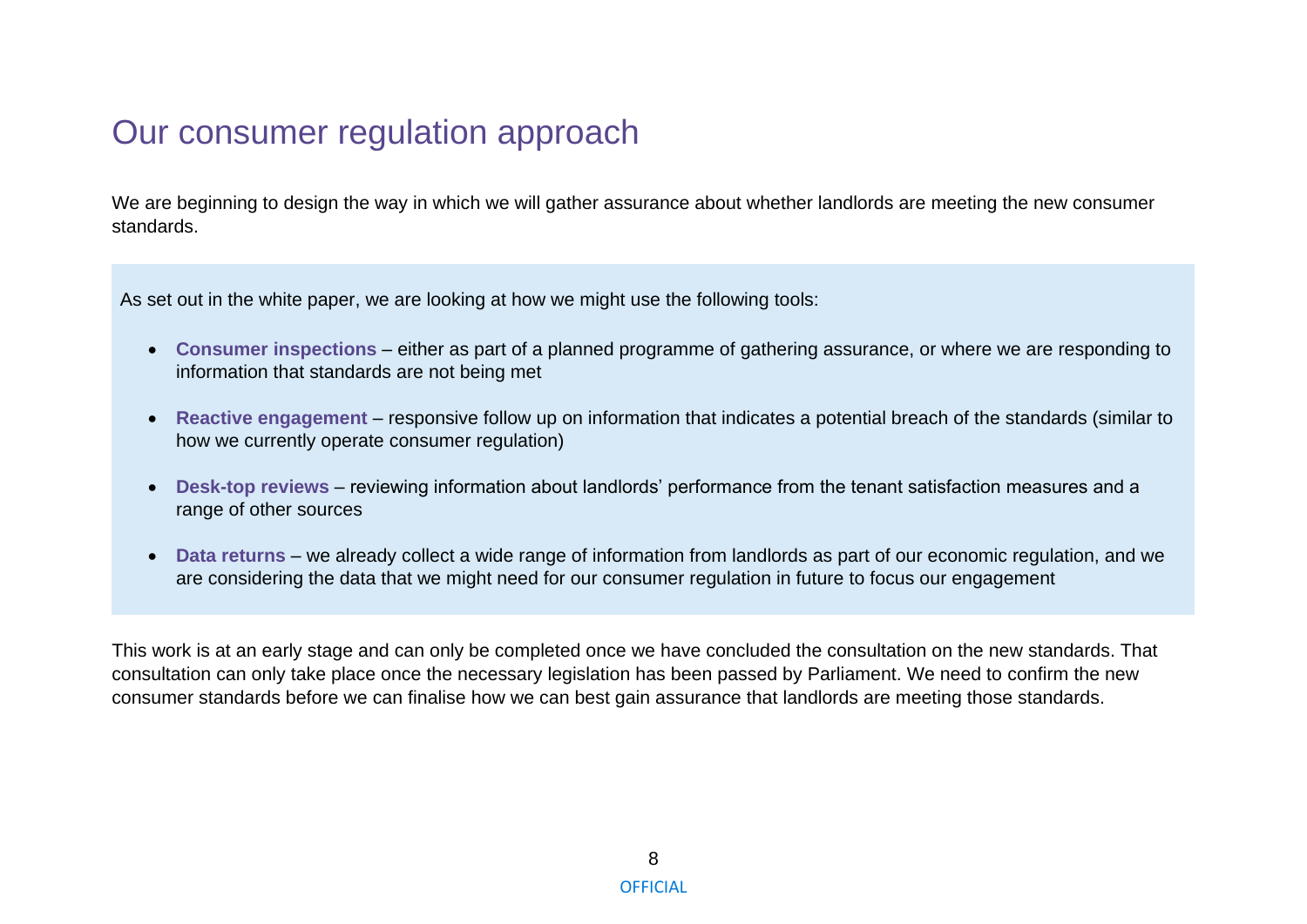# Our consumer regulation approach

We are beginning to design the way in which we will gather assurance about whether landlords are meeting the new consumer standards.

As set out in the white paper, we are looking at how we might use the following tools:

- **Consumer inspections** – either as part of a planned programme of gathering assurance, or where we are responding to information that standards are not being met
- **Reactive engagement** – responsive follow up on information that indicates a potential breach of the standards (similar to how we currently operate consumer regulation)
- **Desk-top reviews** – reviewing information about landlords' performance from the tenant satisfaction measures and a range of other sources
- **Data returns** – we already collect a wide range of information from landlords as part of our economic regulation, and we are considering the data that we might need for our consumer regulation in future to focus our engagement

This work is at an early stage and can only be completed once we have concluded the consultation on the new standards. That consultation can only take place once the necessary legislation has been passed by Parliament. We need to confirm the new consumer standards before we can finalise how we can best gain assurance that landlords are meeting those standards.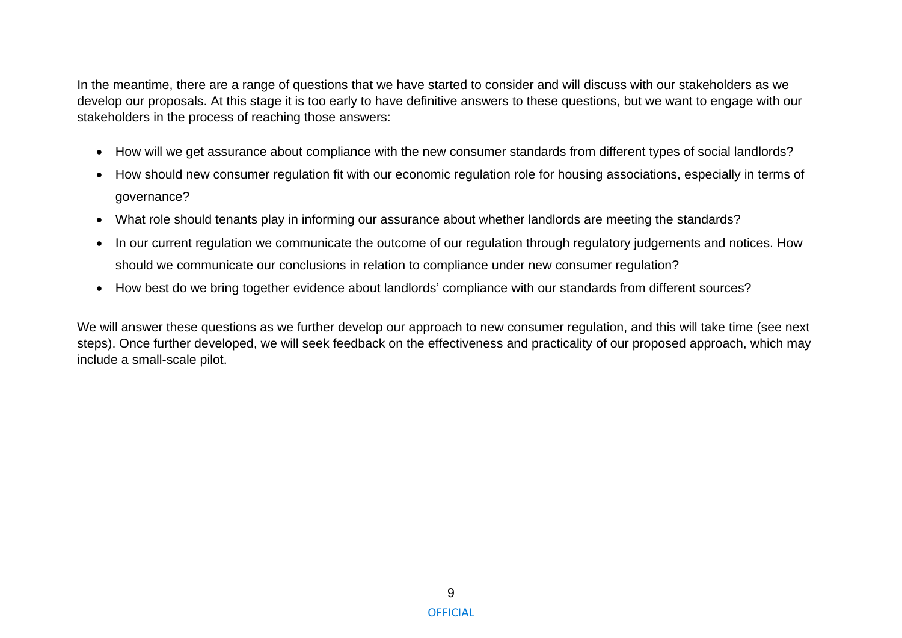In the meantime, there are a range of questions that we have started to consider and will discuss with our stakeholders as we develop our proposals. At this stage it is too early to have definitive answers to these questions, but we want to engage with our stakeholders in the process of reaching those answers:

- How will we get assurance about compliance with the new consumer standards from different types of social landlords?
- How should new consumer regulation fit with our economic regulation role for housing associations, especially in terms of governance?
- What role should tenants play in informing our assurance about whether landlords are meeting the standards?
- In our current regulation we communicate the outcome of our regulation through regulatory judgements and notices. How should we communicate our conclusions in relation to compliance under new consumer regulation?
- How best do we bring together evidence about landlords' compliance with our standards from different sources?

We will answer these questions as we further develop our approach to new consumer regulation, and this will take time (see next steps). Once further developed, we will seek feedback on the effectiveness and practicality of our proposed approach, which may include a small-scale pilot.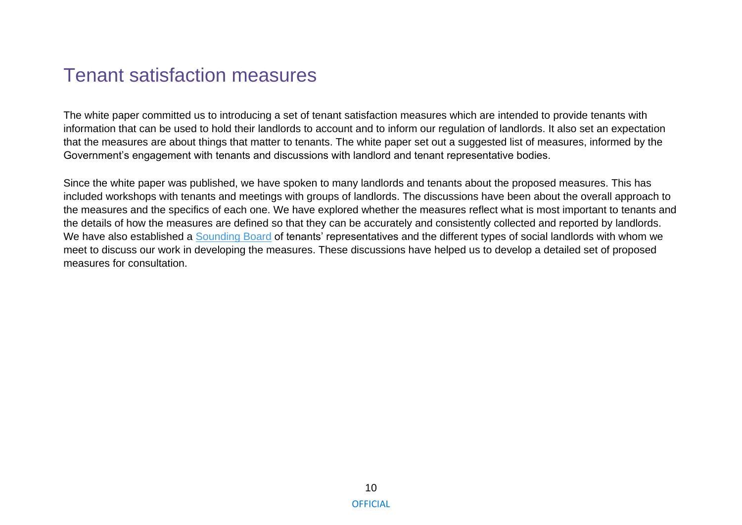# Tenant satisfaction measures

The white paper committed us to introducing a set of tenant satisfaction measures which are intended to provide tenants with information that can be used to hold their landlords to account and to inform our regulation of landlords. It also set an expectation that the measures are about things that matter to tenants. The white paper set out a suggested list of measures, informed by the Government's engagement with tenants and discussions with landlord and tenant representative bodies.

Since the white paper was published, we have spoken to many landlords and tenants about the proposed measures. This has included workshops with tenants and meetings with groups of landlords. The discussions have been about the overall approach to the measures and the specifics of each one. We have explored whether the measures reflect what is most important to tenants and the details of how the measures are defined so that they can be accurately and consistently collected and reported by landlords. We have also established a Sounding Board of tenants' representatives and the different types of social landlords with whom we meet to discuss our work in developing the measures. These discussions have helped us to develop a detailed set of proposed measures for consultation.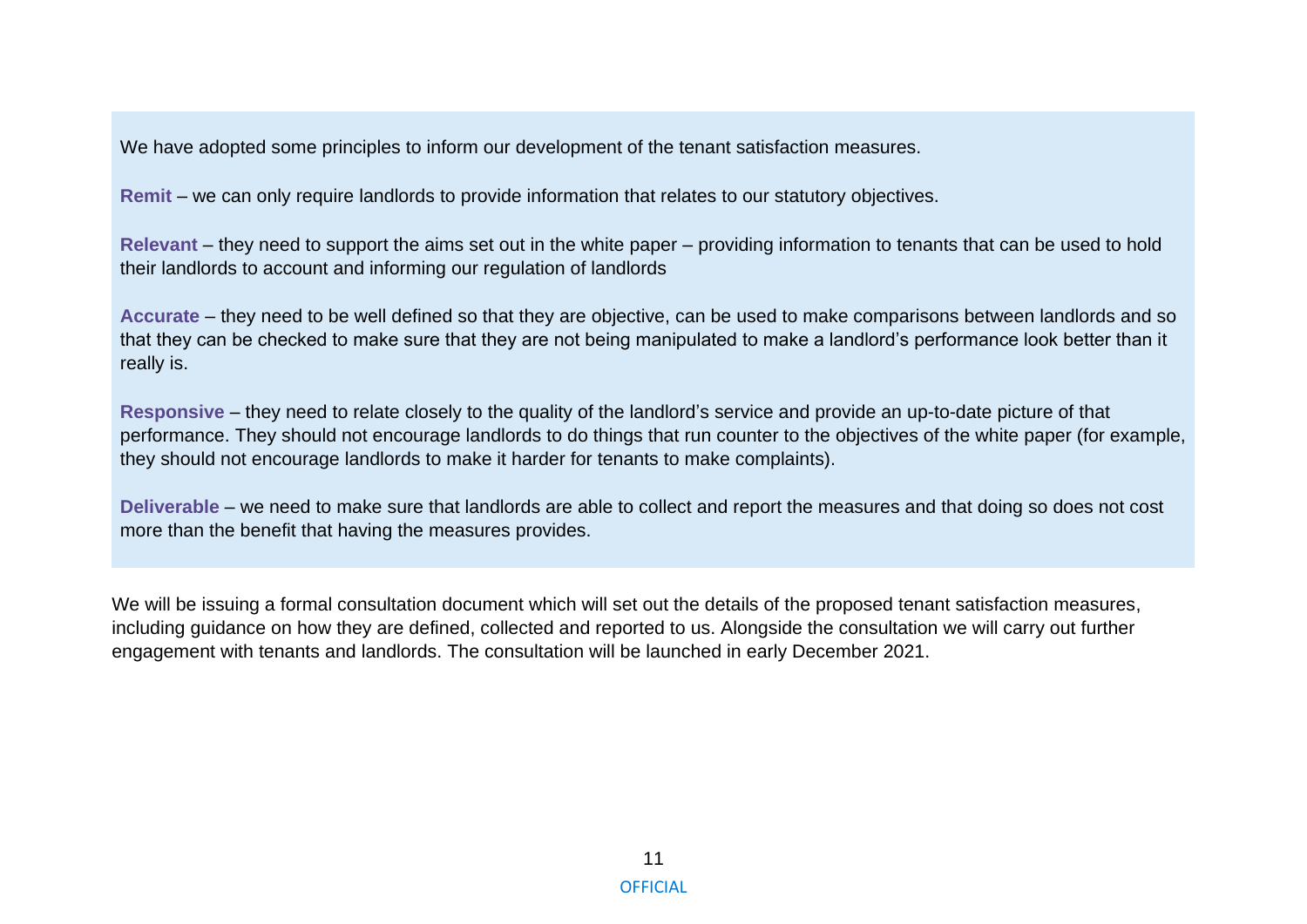We have adopted some principles to inform our development of the tenant satisfaction measures.

**Remit** – we can only require landlords to provide information that relates to our statutory objectives.

**Relevant** – they need to support the aims set out in the white paper – providing information to tenants that can be used to hold their landlords to account and informing our regulation of landlords

**Accurate** – they need to be well defined so that they are objective, can be used to make comparisons between landlords and so that they can be checked to make sure that they are not being manipulated to make a landlord's performance look better than it really is.

**Responsive** – they need to relate closely to the quality of the landlord's service and provide an up-to-date picture of that performance. They should not encourage landlords to do things that run counter to the objectives of the white paper (for example, they should not encourage landlords to make it harder for tenants to make complaints).

**Deliverable** – we need to make sure that landlords are able to collect and report the measures and that doing so does not cost more than the benefit that having the measures provides.

We will be issuing a formal consultation document which will set out the details of the proposed tenant satisfaction measures, including guidance on how they are defined, collected and reported to us. Alongside the consultation we will carry out further engagement with tenants and landlords. The consultation will be launched in early December 2021.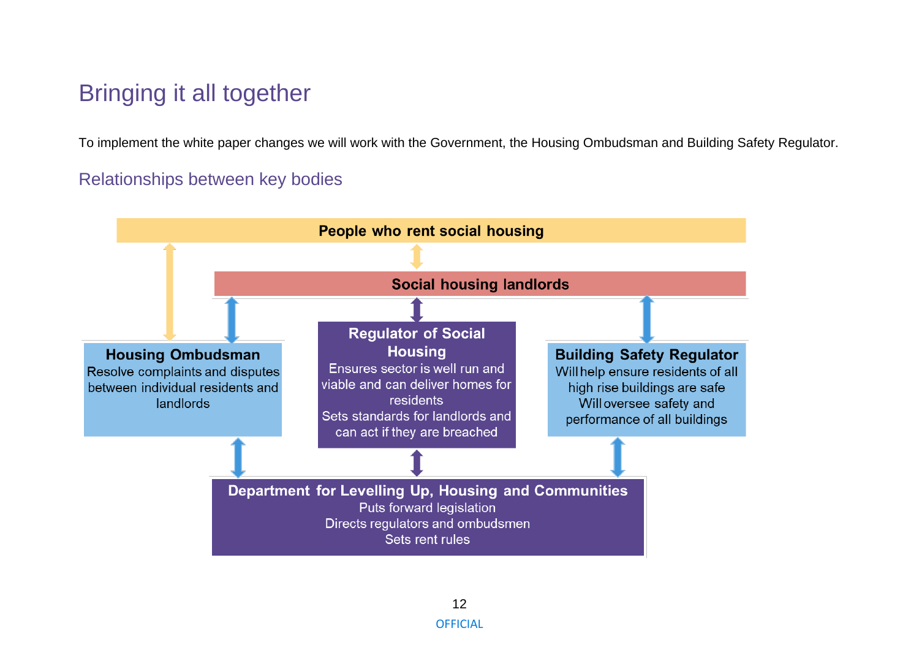# Bringing it all together

To implement the white paper changes we will work with the Government, the Housing Ombudsman and Building Safety Regulator.

## Relationships between key bodies

**People who rent social housing**

**Social housing landlords**

**Housing Ombudsman**
Resolve complaints and disputes between individual residents and landlords

**Regulator of Social Housing**
Ensures sector is well run and viable and can deliver homes for residents
Sets standards for landlords and can act if they are breached

**Building Safety Regulator**
Will help ensure residents of all high rise buildings are safe
Will oversee safety and performance of all buildings

**Department for Levelling Up, Housing and Communities**
Puts forward legislation
Directs regulators and ombudsmen
Sets rent rules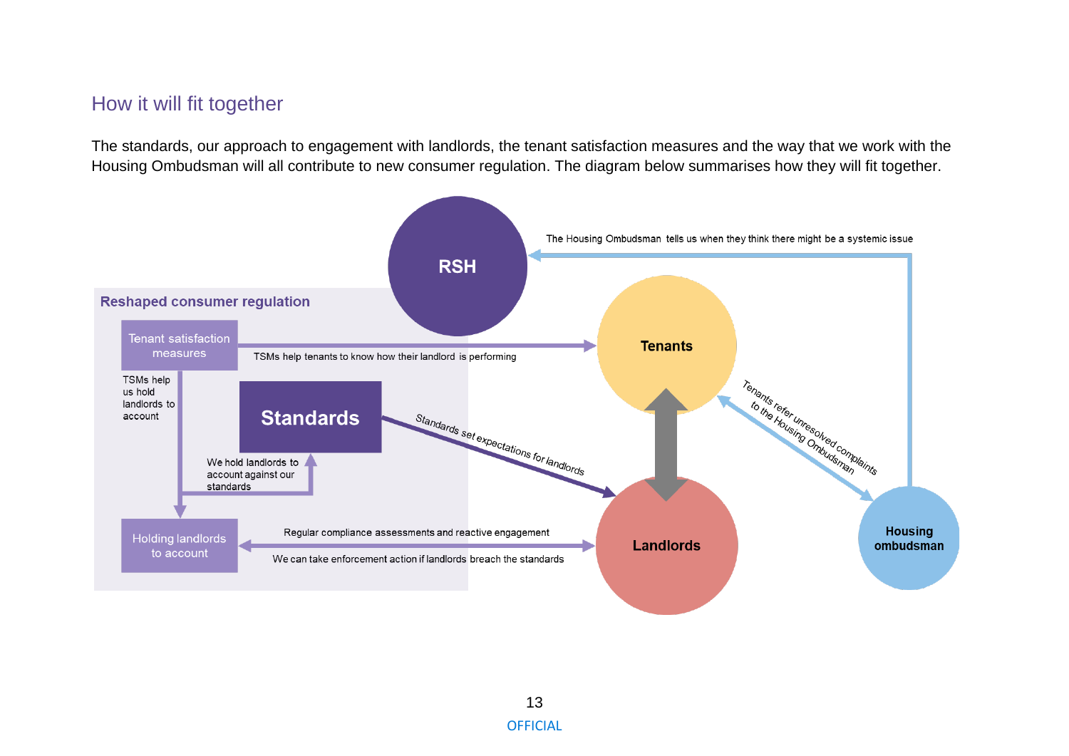## How it will fit together

The standards, our approach to engagement with landlords, the tenant satisfaction measures and the way that we work with the Housing Ombudsman will all contribute to new consumer regulation. The diagram below summarises how they will fit together.

RSH

The Housing Ombudsman tells us when they think there might be a systemic issue

**Reshaped consumer regulation**

Tenant satisfaction measures

TSMs help tenants to know how their landlord is performing

Tenants

TSMs help us hold landlords to account

Standards

Standards set expectations for landlords

Tenants refer unresolved complaints to the Housing Ombudsman

We hold landlords to account against our standards

Holding landlords to account

Regular compliance assessments and reactive engagement

We can take enforcement action if landlords breach the standards

Landlords

Housing ombudsman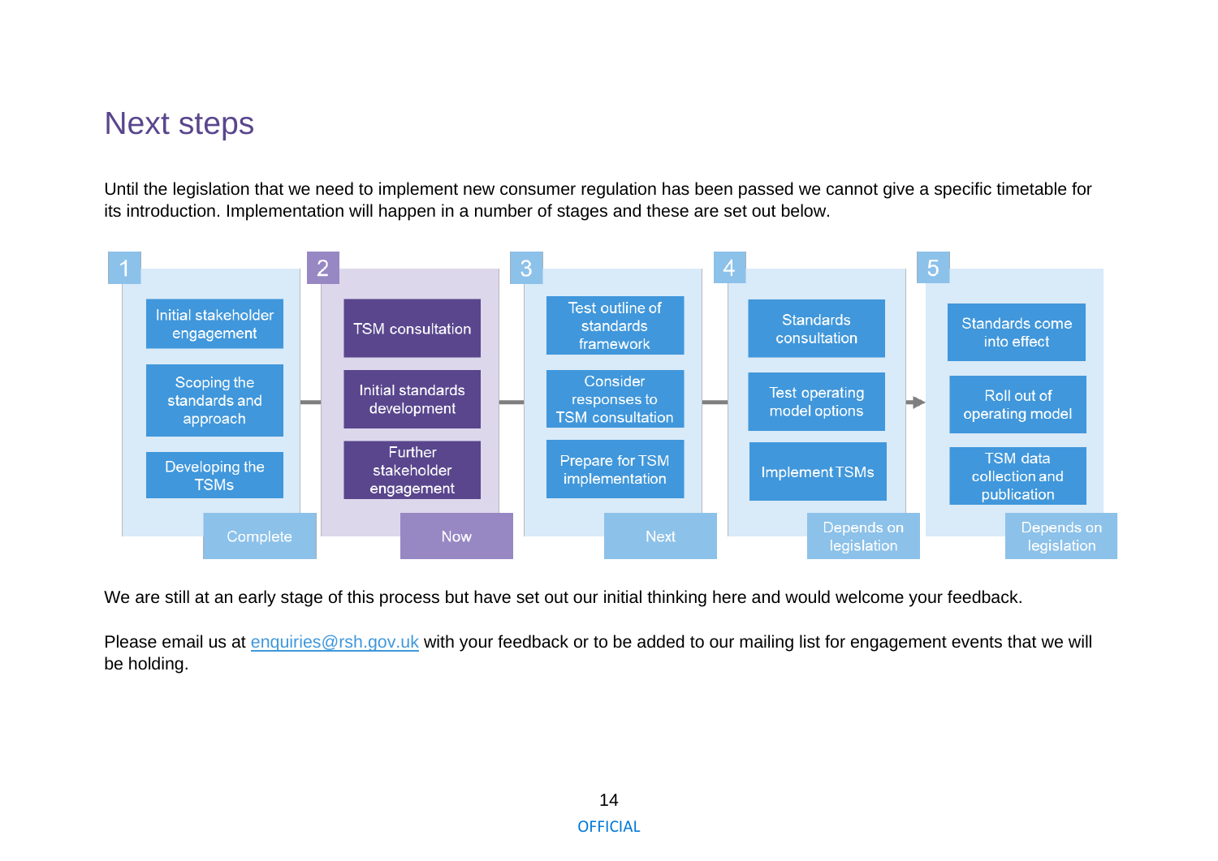# Next steps

Until the legislation that we need to implement new consumer regulation has been passed we cannot give a specific timetable for its introduction. Implementation will happen in a number of stages and these are set out below.

**1** – Complete
- Initial stakeholder engagement
- Scoping the standards and approach
- Developing the TSMs

**2** – Now
- TSM consultation
- Initial standards development
- Further stakeholder engagement

**3** – Next
- Test outline of standards framework
- Consider responses to TSM consultation
- Prepare for TSM implementation

**4** – Depends on legislation
- Standards consultation
- Test operating model options
- Implement TSMs

**5** – Depends on legislation
- Standards come into effect
- Roll out of operating model
- TSM data collection and publication

We are still at an early stage of this process but have set out our initial thinking here and would welcome your feedback.

Please email us at enquiries@rsh.gov.uk with your feedback or to be added to our mailing list for engagement events that we will be holding.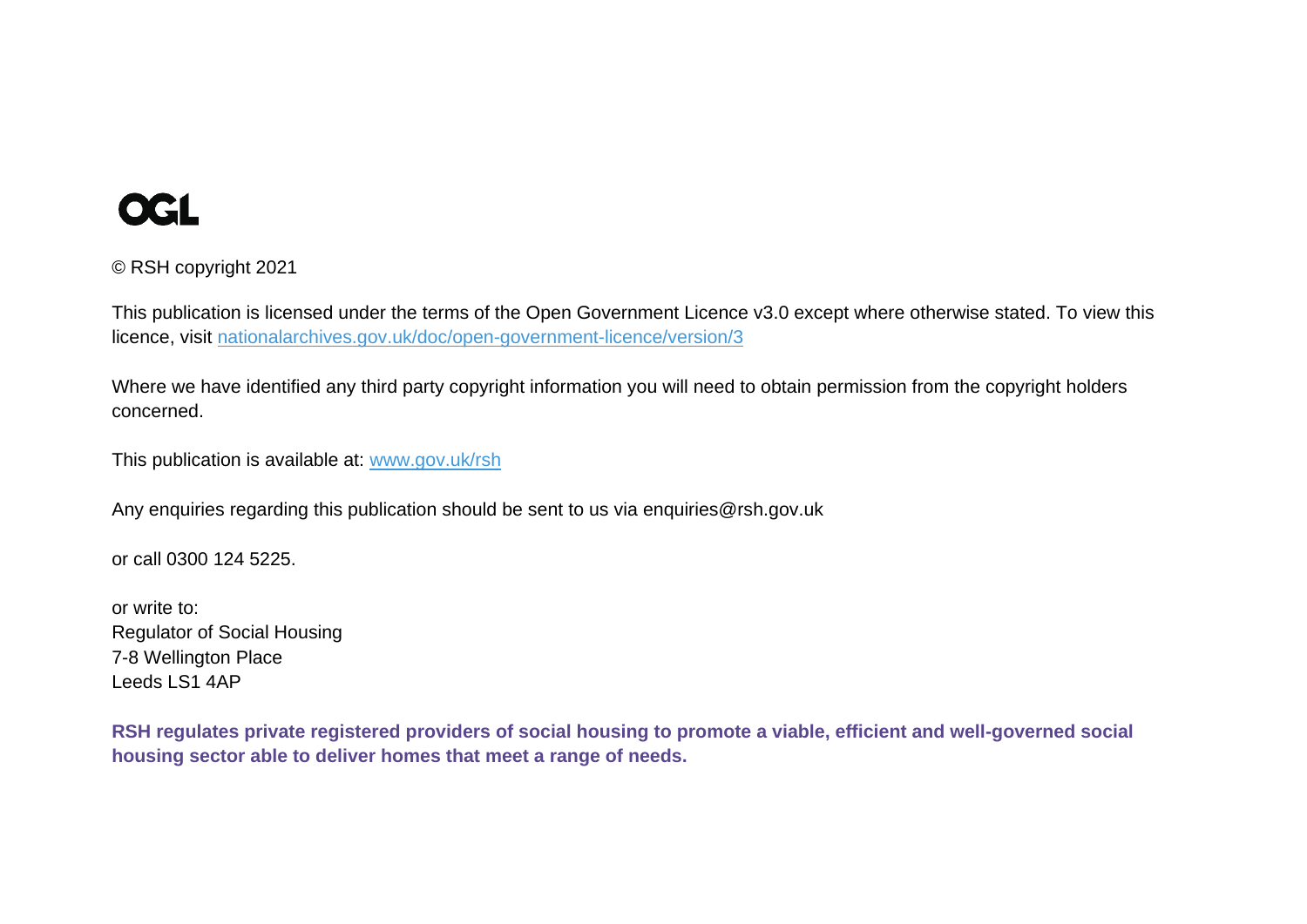OGL

© RSH copyright 2021

This publication is licensed under the terms of the Open Government Licence v3.0 except where otherwise stated. To view this licence, visit [nationalarchives.gov.uk/doc/open-government-licence/version/3](http://nationalarchives.gov.uk/doc/open-government-licence/version/3)

Where we have identified any third party copyright information you will need to obtain permission from the copyright holders concerned.

This publication is available at: [www.gov.uk/rsh](http://www.gov.uk/rsh)

Any enquiries regarding this publication should be sent to us via enquiries@rsh.gov.uk

or call 0300 124 5225.

or write to:
Regulator of Social Housing
7-8 Wellington Place
Leeds LS1 4AP

**RSH regulates private registered providers of social housing to promote a viable, efficient and well-governed social housing sector able to deliver homes that meet a range of needs.**